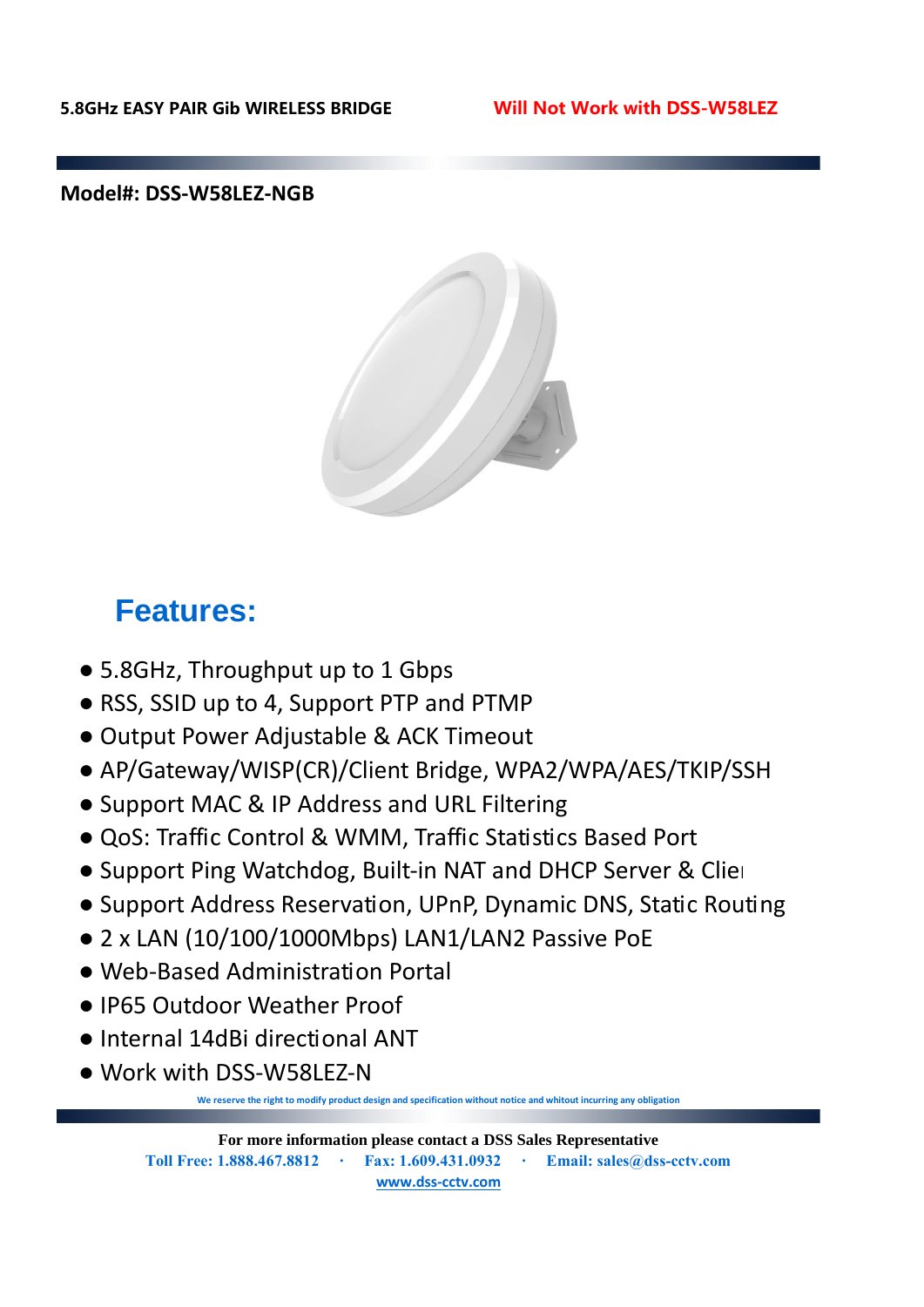**5.8GHz EASY PAIR Gib WIRELESS BRIDGE** **Will Not Work with DSS-W58LEZ**

**Model#: DSS-W58LEZ-NGB**

## Features:

- 5.8GHz, Throughput up to 1 Gbps
- RSS, SSID up to 4, Support PTP and PTMP
- Output Power Adjustable & ACK Timeout
- AP/Gateway/WISP(CR)/Client Bridge, WPA2/WPA/AES/TKIP/SSH
- Support MAC & IP Address and URL Filtering
- QoS: Traffic Control & WMM, Traffic Statistics Based Port
- Support Ping Watchdog, Built-in NAT and DHCP Server & Clie
- Support Address Reservation, UPnP, Dynamic DNS, Static Routing
- 2 x LAN (10/100/1000Mbps) LAN1/LAN2 Passive PoE
- Web-Based Administration Portal
- IP65 Outdoor Weather Proof
- Internal 14dBi directional ANT
- Work with DSS-W58LEZ-N

We reserve the right to modify product design and specification without notice and whitout incurring any obligation

**For more information please contact a DSS Sales Representative**

**Toll Free: 1.888.467.8812 · Fax: 1.609.431.0932 · Email: sales@dss-cctv.com**

**www.dss-cctv.com**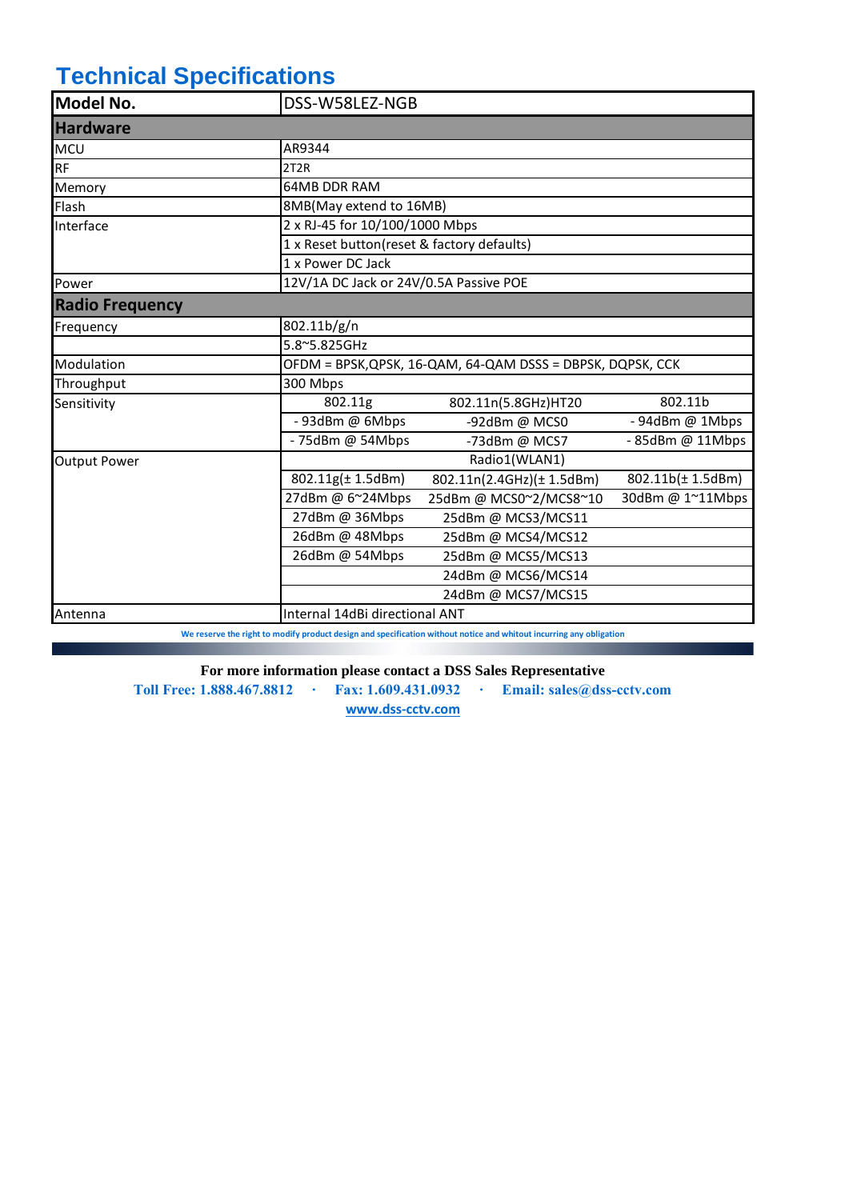# Technical Specifications

| Model No. | DSS-W58LEZ-NGB | | |
|---|---|---|---|
| **Hardware** | | | |
| MCU | AR9344 | | |
| RF | 2T2R | | |
| Memory | 64MB DDR RAM | | |
| Flash | 8MB(May extend to 16MB) | | |
| Interface | 2 x RJ-45 for 10/100/1000 Mbps | | |
| | 1 x Reset button(reset & factory defaults) | | |
| | 1 x Power DC Jack | | |
| Power | 12V/1A DC Jack or 24V/0.5A Passive POE | | |
| **Radio Frequency** | | | |
| Frequency | 802.11b/g/n | | |
| | 5.8~5.825GHz | | |
| Modulation | OFDM = BPSK,QPSK, 16-QAM, 64-QAM DSSS = DBPSK, DQPSK, CCK | | |
| Throughput | 300 Mbps | | |
| Sensitivity | 802.11g | 802.11n(5.8GHz)HT20 | 802.11b |
| | - 93dBm @ 6Mbps | -92dBm @ MCS0 | - 94dBm @ 1Mbps |
| | - 75dBm @ 54Mbps | -73dBm @ MCS7 | - 85dBm @ 11Mbps |
| Output Power | Radio1(WLAN1) | | |
| | 802.11g(± 1.5dBm) | 802.11n(2.4GHz)(± 1.5dBm) | 802.11b(± 1.5dBm) |
| | 27dBm @ 6~24Mbps | 25dBm @ MCS0~2/MCS8~10 | 30dBm @ 1~11Mbps |
| | 27dBm @ 36Mbps | 25dBm @ MCS3/MCS11 | |
| | 26dBm @ 48Mbps | 25dBm @ MCS4/MCS12 | |
| | 26dBm @ 54Mbps | 25dBm @ MCS5/MCS13 | |
| | | 24dBm @ MCS6/MCS14 | |
| | | 24dBm @ MCS7/MCS15 | |
| Antenna | Internal 14dBi directional ANT | | |

We reserve the right to modify product design and specification without notice and whitout incurring any obligation

**For more information please contact a DSS Sales Representative**

**Toll Free: 1.888.467.8812 · Fax: 1.609.431.0932 · Email: sales@dss-cctv.com**

www.dss-cctv.com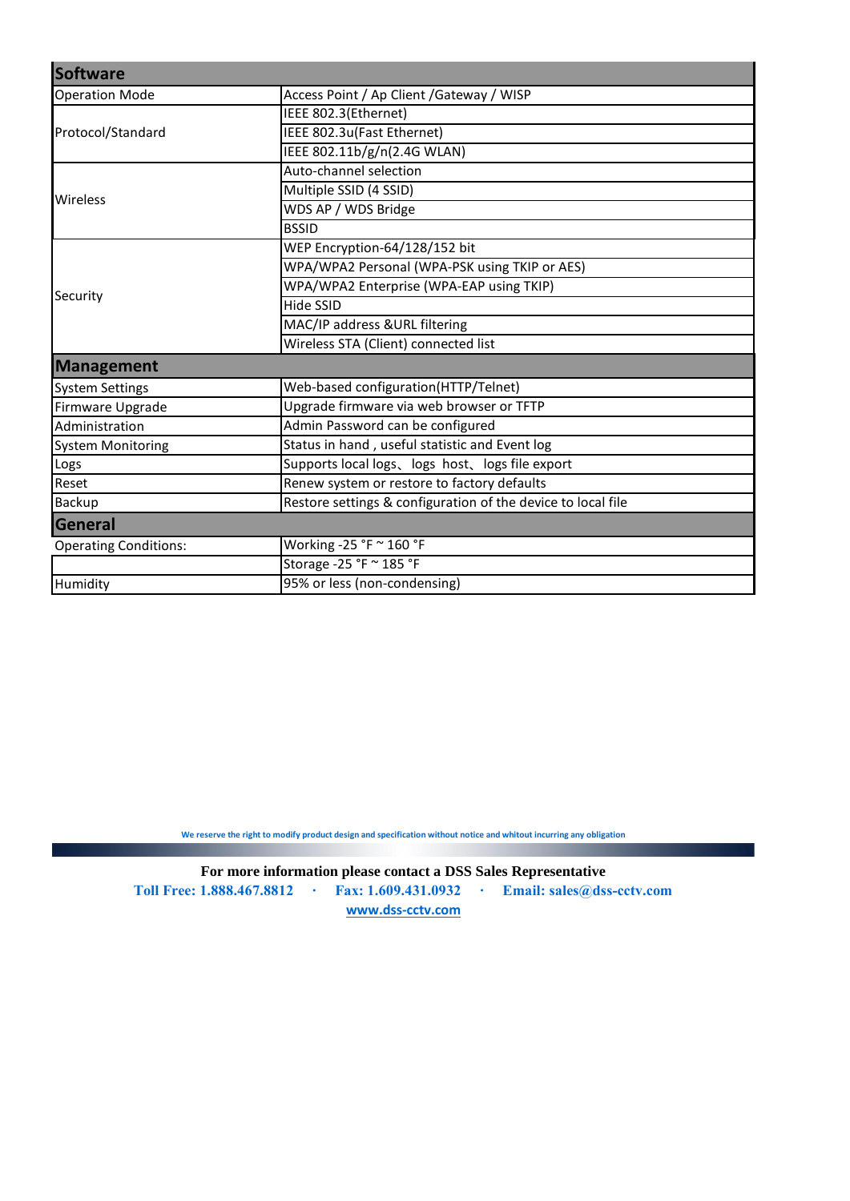| | |
|---|---|
| **Software** | |
| Operation Mode | Access Point / Ap Client /Gateway / WISP |
| Protocol/Standard | IEEE 802.3(Ethernet) |
| | IEEE 802.3u(Fast Ethernet) |
| | IEEE 802.11b/g/n(2.4G WLAN) |
| Wireless | Auto-channel selection |
| | Multiple SSID (4 SSID) |
| | WDS AP / WDS Bridge |
| | BSSID |
| Security | WEP Encryption-64/128/152 bit |
| | WPA/WPA2 Personal (WPA-PSK using TKIP or AES) |
| | WPA/WPA2 Enterprise (WPA-EAP using TKIP) |
| | Hide SSID |
| | MAC/IP address &URL filtering |
| | Wireless STA (Client) connected list |
| **Management** | |
| System Settings | Web-based configuration(HTTP/Telnet) |
| Firmware Upgrade | Upgrade firmware via web browser or TFTP |
| Administration | Admin Password can be configured |
| System Monitoring | Status in hand , useful statistic and Event log |
| Logs | Supports local logs、 logs host、 logs file export |
| Reset | Renew system or restore to factory defaults |
| Backup | Restore settings & configuration of the device to local file |
| **General** | |
| Operating Conditions: | Working -25 °F ~ 160 °F |
| | Storage -25 °F ~ 185 °F |
| Humidity | 95% or less (non-condensing) |

We reserve the right to modify product design and specification without notice and whitout incurring any obligation

**For more information please contact a DSS Sales Representative**

**Toll Free: 1.888.467.8812 · Fax: 1.609.431.0932 · Email: sales@dss-cctv.com**

www.dss-cctv.com